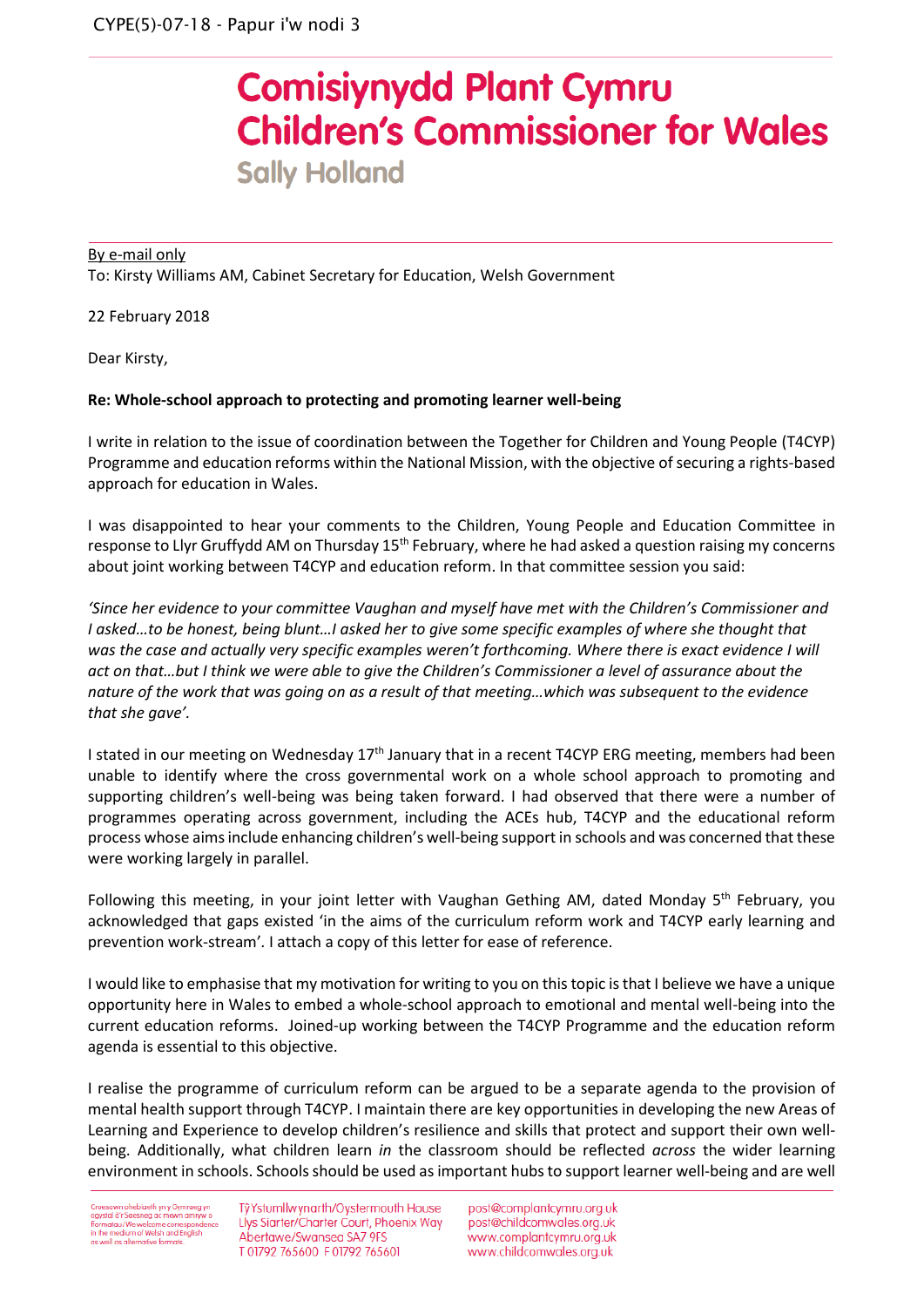CYPE(5)-07-18 - Papur i'w nodi 3

# Comisiynydd Plant Cymru
# Children's Commissioner for Wales
## Sally Holland

By e-mail only
To: Kirsty Williams AM, Cabinet Secretary for Education, Welsh Government

22 February 2018

Dear Kirsty,

**Re: Whole-school approach to protecting and promoting learner well-being**

I write in relation to the issue of coordination between the Together for Children and Young People (T4CYP) Programme and education reforms within the National Mission, with the objective of securing a rights-based approach for education in Wales.

I was disappointed to hear your comments to the Children, Young People and Education Committee in response to Llyr Gruffydd AM on Thursday 15th February, where he had asked a question raising my concerns about joint working between T4CYP and education reform. In that committee session you said:

*'Since her evidence to your committee Vaughan and myself have met with the Children's Commissioner and I asked…to be honest, being blunt…I asked her to give some specific examples of where she thought that was the case and actually very specific examples weren't forthcoming. Where there is exact evidence I will act on that…but I think we were able to give the Children's Commissioner a level of assurance about the nature of the work that was going on as a result of that meeting…which was subsequent to the evidence that she gave'.*

I stated in our meeting on Wednesday 17th January that in a recent T4CYP ERG meeting, members had been unable to identify where the cross governmental work on a whole school approach to promoting and supporting children's well-being was being taken forward. I had observed that there were a number of programmes operating across government, including the ACEs hub, T4CYP and the educational reform process whose aims include enhancing children's well-being support in schools and was concerned that these were working largely in parallel.

Following this meeting, in your joint letter with Vaughan Gething AM, dated Monday 5th February, you acknowledged that gaps existed 'in the aims of the curriculum reform work and T4CYP early learning and prevention work-stream'. I attach a copy of this letter for ease of reference.

I would like to emphasise that my motivation for writing to you on this topic is that I believe we have a unique opportunity here in Wales to embed a whole-school approach to emotional and mental well-being into the current education reforms. Joined-up working between the T4CYP Programme and the education reform agenda is essential to this objective.

I realise the programme of curriculum reform can be argued to be a separate agenda to the provision of mental health support through T4CYP. I maintain there are key opportunities in developing the new Areas of Learning and Experience to develop children's resilience and skills that protect and support their own well-being. Additionally, what children learn *in* the classroom should be reflected *across* the wider learning environment in schools. Schools should be used as important hubs to support learner well-being and are well

Croesawn ohebiaeth yn y Gymraeg yn ogystal â'r Saesneg ac mewn amryw o fformatau/We welcome correspondence in the medium of Welsh and English as well as alternative formats

Tŷ Ystumllwynarth/Oystermouth House
Llys Siarter/Charter Court, Phoenix Way
Abertawe/Swansea SA7 9FS
T 01792 765600 F 01792 765601

post@complantcymru.org.uk
post@childcomwales.org.uk
www.complantcymru.org.uk
www.childcomwales.org.uk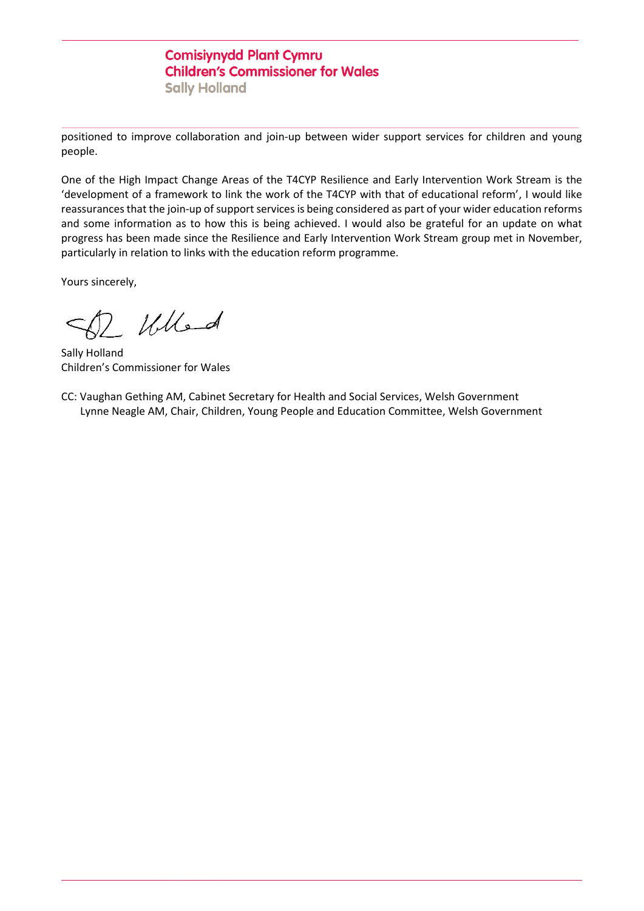positioned to improve collaboration and join-up between wider support services for children and young people.

One of the High Impact Change Areas of the T4CYP Resilience and Early Intervention Work Stream is the 'development of a framework to link the work of the T4CYP with that of educational reform', I would like reassurances that the join-up of support services is being considered as part of your wider education reforms and some information as to how this is being achieved. I would also be grateful for an update on what progress has been made since the Resilience and Early Intervention Work Stream group met in November, particularly in relation to links with the education reform programme.

Yours sincerely,

Sally Holland
Children's Commissioner for Wales

CC: Vaughan Gething AM, Cabinet Secretary for Health and Social Services, Welsh Government
Lynne Neagle AM, Chair, Children, Young People and Education Committee, Welsh Government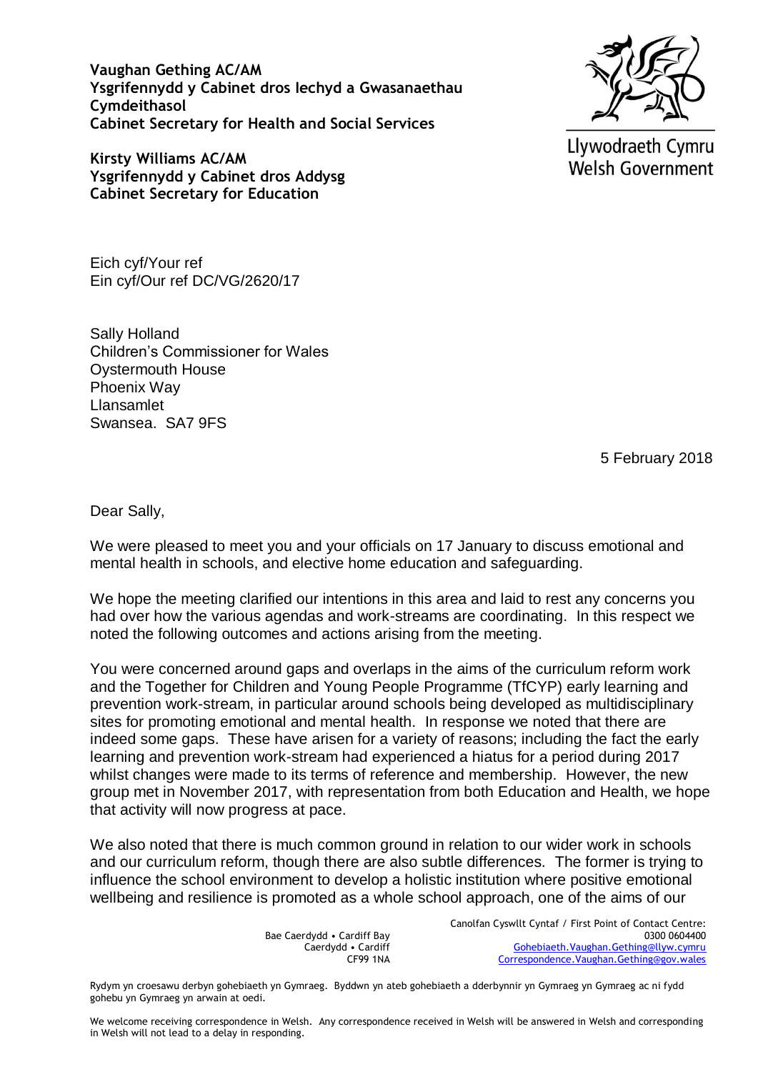**Vaughan Gething AC/AM**
**Ysgrifennydd y Cabinet dros Iechyd a Gwasanaethau Cymdeithasol**
**Cabinet Secretary for Health and Social Services**

**Kirsty Williams AC/AM**
**Ysgrifennydd y Cabinet dros Addysg**
**Cabinet Secretary for Education**

Llywodraeth Cymru
Welsh Government

Eich cyf/Your ref
Ein cyf/Our ref DC/VG/2620/17

Sally Holland
Children's Commissioner for Wales
Oystermouth House
Phoenix Way
Llansamlet
Swansea. SA7 9FS

5 February 2018

Dear Sally,

We were pleased to meet you and your officials on 17 January to discuss emotional and mental health in schools, and elective home education and safeguarding.

We hope the meeting clarified our intentions in this area and laid to rest any concerns you had over how the various agendas and work-streams are coordinating. In this respect we noted the following outcomes and actions arising from the meeting.

You were concerned around gaps and overlaps in the aims of the curriculum reform work and the Together for Children and Young People Programme (TfCYP) early learning and prevention work-stream, in particular around schools being developed as multidisciplinary sites for promoting emotional and mental health. In response we noted that there are indeed some gaps. These have arisen for a variety of reasons; including the fact the early learning and prevention work-stream had experienced a hiatus for a period during 2017 whilst changes were made to its terms of reference and membership. However, the new group met in November 2017, with representation from both Education and Health, we hope that activity will now progress at pace.

We also noted that there is much common ground in relation to our wider work in schools and our curriculum reform, though there are also subtle differences. The former is trying to influence the school environment to develop a holistic institution where positive emotional wellbeing and resilience is promoted as a whole school approach, one of the aims of our

Bae Caerdydd • Cardiff Bay
Caerdydd • Cardiff
CF99 1NA

Canolfan Cyswllt Cyntaf / First Point of Contact Centre:
0300 0604400
Gohebiaeth.Vaughan.Gething@llyw.cymru
Correspondence.Vaughan.Gething@gov.wales

Rydym yn croesawu derbyn gohebiaeth yn Gymraeg. Byddwn yn ateb gohebiaeth a dderbynnir yn Gymraeg yn Gymraeg ac ni fydd gohebu yn Gymraeg yn arwain at oedi.

We welcome receiving correspondence in Welsh. Any correspondence received in Welsh will be answered in Welsh and corresponding in Welsh will not lead to a delay in responding.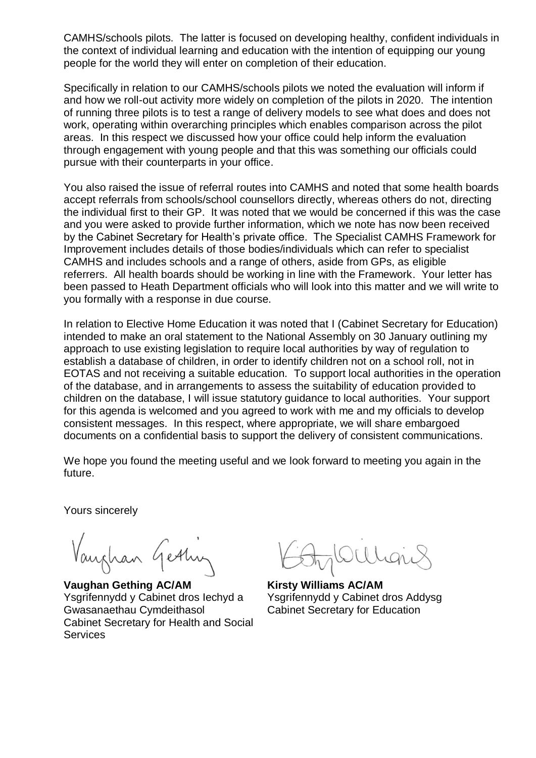CAMHS/schools pilots. The latter is focused on developing healthy, confident individuals in the context of individual learning and education with the intention of equipping our young people for the world they will enter on completion of their education.

Specifically in relation to our CAMHS/schools pilots we noted the evaluation will inform if and how we roll-out activity more widely on completion of the pilots in 2020. The intention of running three pilots is to test a range of delivery models to see what does and does not work, operating within overarching principles which enables comparison across the pilot areas. In this respect we discussed how your office could help inform the evaluation through engagement with young people and that this was something our officials could pursue with their counterparts in your office.

You also raised the issue of referral routes into CAMHS and noted that some health boards accept referrals from schools/school counsellors directly, whereas others do not, directing the individual first to their GP. It was noted that we would be concerned if this was the case and you were asked to provide further information, which we note has now been received by the Cabinet Secretary for Health's private office. The Specialist CAMHS Framework for Improvement includes details of those bodies/individuals which can refer to specialist CAMHS and includes schools and a range of others, aside from GPs, as eligible referrers. All health boards should be working in line with the Framework. Your letter has been passed to Heath Department officials who will look into this matter and we will write to you formally with a response in due course.

In relation to Elective Home Education it was noted that I (Cabinet Secretary for Education) intended to make an oral statement to the National Assembly on 30 January outlining my approach to use existing legislation to require local authorities by way of regulation to establish a database of children, in order to identify children not on a school roll, not in EOTAS and not receiving a suitable education. To support local authorities in the operation of the database, and in arrangements to assess the suitability of education provided to children on the database, I will issue statutory guidance to local authorities. Your support for this agenda is welcomed and you agreed to work with me and my officials to develop consistent messages. In this respect, where appropriate, we will share embargoed documents on a confidential basis to support the delivery of consistent communications.

We hope you found the meeting useful and we look forward to meeting you again in the future.

Yours sincerely

**Vaughan Gething AC/AM**
Ysgrifennydd y Cabinet dros Iechyd a Gwasanaethau Cymdeithasol
Cabinet Secretary for Health and Social Services

**Kirsty Williams AC/AM**
Ysgrifennydd y Cabinet dros Addysg
Cabinet Secretary for Education